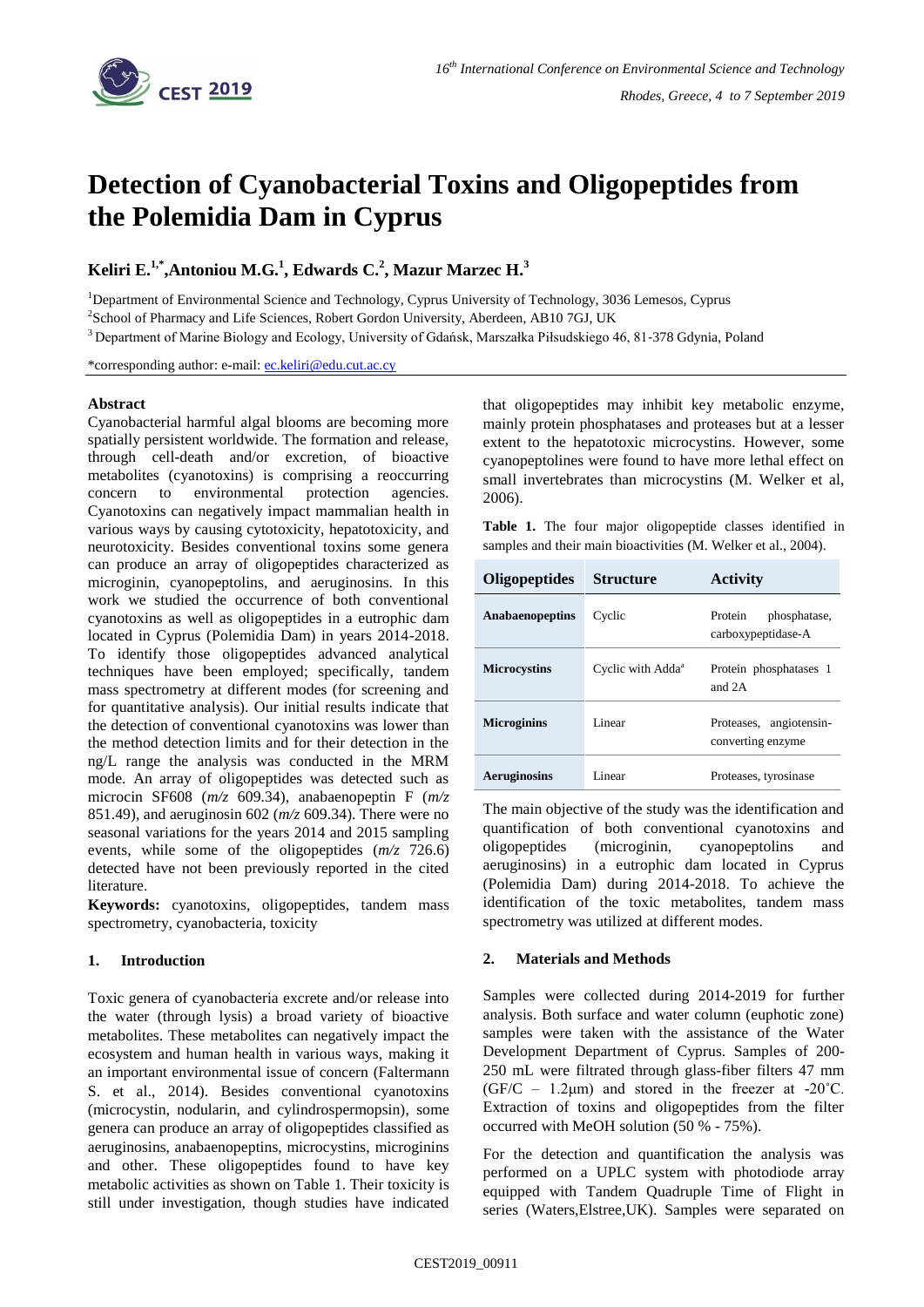# Detection of Cyanobacterial Toxins and Oligopeptides from the Polemidia Dam in Cyprus

**Keliri E.[1,*], Antoniou M.G.[1], Edwards C.[2], Mazur Marzec H.[3]**

[1]Department of Environmental Science and Technology, Cyprus University of Technology, 3036 Lemesos, Cyprus

[2]School of Pharmacy and Life Sciences, Robert Gordon University, Aberdeen, AB10 7GJ, UK

[3]Department of Marine Biology and Ecology, University of Gdańsk, Marszałka Piłsudskiego 46, 81-378 Gdynia, Poland

*corresponding author: e-mail: ec.keliri@edu.cut.ac.cy

## Abstract

Cyanobacterial harmful algal blooms are becoming more spatially persistent worldwide. The formation and release, through cell-death and/or excretion, of bioactive metabolites (cyanotoxins) is comprising a reoccurring concern to environmental protection agencies. Cyanotoxins can negatively impact mammalian health in various ways by causing cytotoxicity, hepatotoxicity, and neurotoxicity. Besides conventional toxins some genera can produce an array of oligopeptides characterized as microginin, cyanopeptolins, and aeruginosins. In this work we studied the occurrence of both conventional cyanotoxins as well as oligopeptides in a eutrophic dam located in Cyprus (Polemidia Dam) in years 2014-2018. To identify those oligopeptides advanced analytical techniques have been employed; specifically, tandem mass spectrometry at different modes (for screening and for quantitative analysis). Our initial results indicate that the detection of conventional cyanotoxins was lower than the method detection limits and for their detection in the ng/L range the analysis was conducted in the MRM mode. An array of oligopeptides was detected such as microcin SF608 (*m/z* 609.34), anabaenopeptin F (*m/z* 851.49), and aeruginosin 602 (*m/z* 609.34). There were no seasonal variations for the years 2014 and 2015 sampling events, while some of the oligopeptides (*m/z* 726.6) detected have not been previously reported in the cited literature.

**Keywords:** cyanotoxins, oligopeptides, tandem mass spectrometry, cyanobacteria, toxicity

## 1. Introduction

Toxic genera of cyanobacteria excrete and/or release into the water (through lysis) a broad variety of bioactive metabolites. These metabolites can negatively impact the ecosystem and human health in various ways, making it an important environmental issue of concern (Faltermann S. et al., 2014). Besides conventional cyanotoxins (microcystin, nodularin, and cylindrospermopsin), some genera can produce an array of oligopeptides classified as aeruginosins, anabaenopeptins, microcystins, microginins and other. These oligopeptides found to have key metabolic activities as shown on Table 1. Their toxicity is still under investigation, though studies have indicated that oligopeptides may inhibit key metabolic enzyme, mainly protein phosphatases and proteases but at a lesser extent to the hepatotoxic microcystins. However, some cyanopeptolines were found to have more lethal effect on small invertebrates than microcystins (M. Welker et al, 2006).

**Table 1.** The four major oligopeptide classes identified in samples and their main bioactivities (M. Welker et al., 2004).

| Oligopeptides | Structure | Activity |
|---|---|---|
| **Anabaenopeptins** | Cyclic | Protein phosphatase, carboxypeptidase-A |
| **Microcystins** | Cyclic with Adda[a] | Protein phosphatases 1 and 2A |
| **Microginins** | Linear | Proteases, angiotensin-converting enzyme |
| **Aeruginosins** | Linear | Proteases, tyrosinase |

The main objective of the study was the identification and quantification of both conventional cyanotoxins and oligopeptides (microginin, cyanopeptolins and aeruginosins) in a eutrophic dam located in Cyprus (Polemidia Dam) during 2014-2018. To achieve the identification of the toxic metabolites, tandem mass spectrometry was utilized at different modes.

## 2. Materials and Methods

Samples were collected during 2014-2019 for further analysis. Both surface and water column (euphotic zone) samples were taken with the assistance of the Water Development Department of Cyprus. Samples of 200-250 mL were filtrated through glass-fiber filters 47 mm (GF/C – 1.2μm) and stored in the freezer at -20˚C. Extraction of toxins and oligopeptides from the filter occurred with MeOH solution (50 % - 75%).

For the detection and quantification the analysis was performed on a UPLC system with photodiode array equipped with Tandem Quadruple Time of Flight in series (Waters,Elstree,UK). Samples were separated on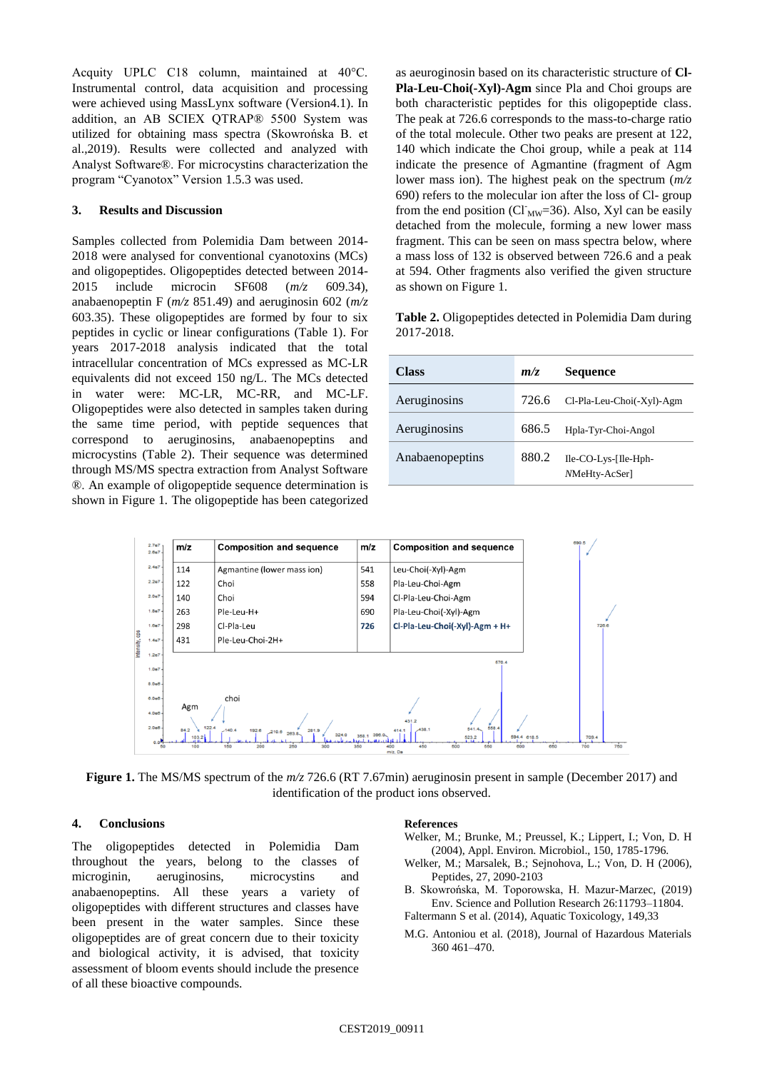Acquity UPLC C18 column, maintained at 40°C. Instrumental control, data acquisition and processing were achieved using MassLynx software (Version4.1). In addition, an AB SCIEX QTRAP® 5500 System was utilized for obtaining mass spectra (Skowrońska B. et al.,2019). Results were collected and analyzed with Analyst Software®. For microcystins characterization the program "Cyanotox" Version 1.5.3 was used.

## 3. Results and Discussion

Samples collected from Polemidia Dam between 2014-2018 were analysed for conventional cyanotoxins (MCs) and oligopeptides. Oligopeptides detected between 2014-2015 include microcin SF608 (*m/z* 609.34), anabaenopeptin F (*m/z* 851.49) and aeruginosin 602 (*m/z* 603.35). These oligopeptides are formed by four to six peptides in cyclic or linear configurations (Table 1). For years 2017-2018 analysis indicated that the total intracellular concentration of MCs expressed as MC-LR equivalents did not exceed 150 ng/L. The MCs detected in water were: MC-LR, MC-RR, and MC-LF. Oligopeptides were also detected in samples taken during the same time period, with peptide sequences that correspond to aeruginosins, anabaenopeptins and microcystins (Table 2). Their sequence was determined through MS/MS spectra extraction from Analyst Software ®. An example of oligopeptide sequence determination is shown in Figure 1. The oligopeptide has been categorized as aeuroginosin based on its characteristic structure of **Cl-Pla-Leu-Choi(-Xyl)-Agm** since Pla and Choi groups are both characteristic peptides for this oligopeptide class. The peak at 726.6 corresponds to the mass-to-charge ratio of the total molecule. Other two peaks are present at 122, 140 which indicate the Choi group, while a peak at 114 indicate the presence of Agmantine (fragment of Agm lower mass ion). The highest peak on the spectrum (*m/z* 690) refers to the molecular ion after the loss of Cl- group from the end position ($Cl^{-}_{MW}$=36). Also, Xyl can be easily detached from the molecule, forming a new lower mass fragment. This can be seen on mass spectra below, where a mass loss of 132 is observed between 726.6 and a peak at 594. Other fragments also verified the given structure as shown on Figure 1.

**Table 2.** Oligopeptides detected in Polemidia Dam during 2017-2018.

| Class | *m/z* | Sequence |
|---|---|---|
| Aeruginosins | 726.6 | Cl-Pla-Leu-Choi(-Xyl)-Agm |
| Aeruginosins | 686.5 | Hpla-Tyr-Choi-Angol |
| Anabaenopeptins | 880.2 | Ile-CO-Lys-[Ile-Hph-*N*MeHty-AcSer] |

| m/z | Composition and sequence | m/z | Composition and sequence |
|---|---|---|---|
| 114 | Agmantine (lower mass ion) | 541 | Leu-Choi(-Xyl)-Agm |
| 122 | Choi | 558 | Pla-Leu-Choi-Agm |
| 140 | Choi | 594 | Cl-Pla-Leu-Choi-Agm |
| 263 | Ple-Leu-H+ | 690 | Pla-Leu-Choi(-Xyl)-Agm |
| 298 | Cl-Pla-Leu | **726** | **Cl-Pla-Leu-Choi(-Xyl)-Agm + H+** |
| 431 | Ple-Leu-Choi-2H+ | | |

Intensity, cps

Agm

choi

84.2 103.2 122.4 140.4 192.6 210.6 263.8 281.9 324.8 358.1 396.0 414.1 431.2 438.1 523.2 541.4 558.4 576.4 594.4 618.5 690.5 709.4 726.6

m/z, Da

**Figure 1.** The MS/MS spectrum of the *m/z* 726.6 (RT 7.67min) aeruginosin present in sample (December 2017) and identification of the product ions observed.

## 4. Conclusions

The oligopeptides detected in Polemidia Dam throughout the years, belong to the classes of microginin, aeruginosins, microcystins and anabaenopeptins. All these years a variety of oligopeptides with different structures and classes have been present in the water samples. Since these oligopeptides are of great concern due to their toxicity and biological activity, it is advised, that toxicity assessment of bloom events should include the presence of all these bioactive compounds.

### References

Welker, M.; Brunke, M.; Preussel, K.; Lippert, I.; Von, D. H (2004), Appl. Environ. Microbiol., 150, 1785-1796.

Welker, M.; Marsalek, B.; Sejnohova, L.; Von, D. H (2006), Peptides, 27, 2090-2103

B. Skowrońska, M. Toporowska, H. Mazur-Marzec, (2019) Env. Science and Pollution Research 26:11793–11804.

Faltermann S et al. (2014), Aquatic Toxicology, 149,33

M.G. Antoniou et al. (2018), Journal of Hazardous Materials 360 461–470.